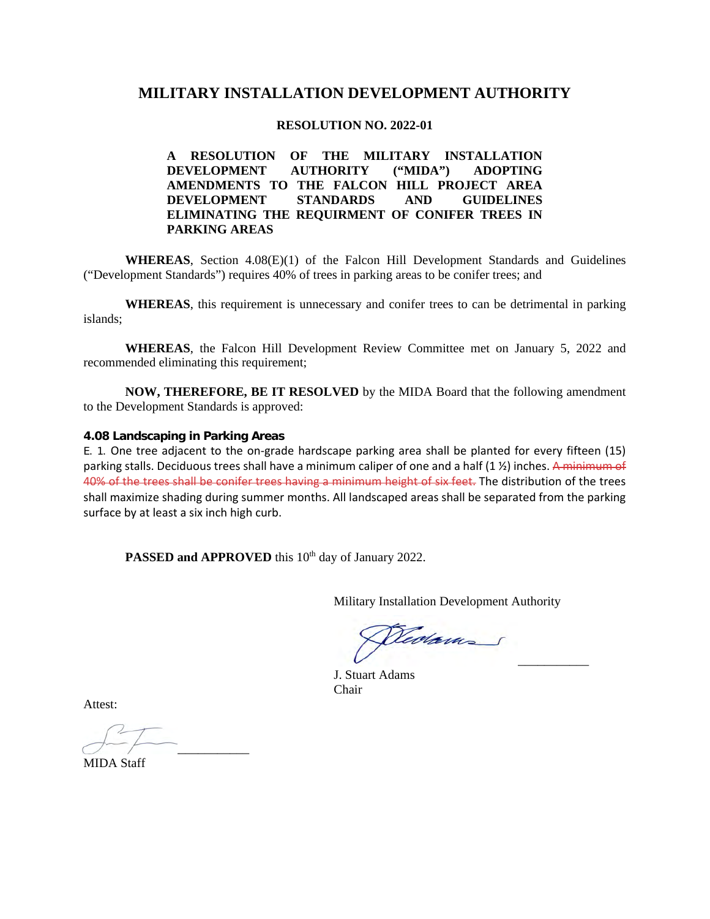# MILITARY INSTALLATION DEVELOPMENT AUTHORITY

## RESOLUTION NO. 2022-01

**A RESOLUTION OF THE MILITARY INSTALLATION DEVELOPMENT AUTHORITY ("MIDA") ADOPTING AMENDMENTS TO THE FALCON HILL PROJECT AREA DEVELOPMENT STANDARDS AND GUIDELINES ELIMINATING THE REQUIRMENT OF CONIFER TREES IN PARKING AREAS**

**WHEREAS**, Section 4.08(E)(1) of the Falcon Hill Development Standards and Guidelines ("Development Standards") requires 40% of trees in parking areas to be conifer trees; and

**WHEREAS**, this requirement is unnecessary and conifer trees to can be detrimental in parking islands;

**WHEREAS**, the Falcon Hill Development Review Committee met on January 5, 2022 and recommended eliminating this requirement;

**NOW, THEREFORE, BE IT RESOLVED** by the MIDA Board that the following amendment to the Development Standards is approved:

**4.08 Landscaping in Parking Areas**

E. 1. One tree adjacent to the on-grade hardscape parking area shall be planted for every fifteen (15) parking stalls. Deciduous trees shall have a minimum caliper of one and a half (1 ½) inches. ~~A minimum of 40% of the trees shall be conifer trees having a minimum height of six feet.~~ The distribution of the trees shall maximize shading during summer months. All landscaped areas shall be separated from the parking surface by at least a six inch high curb.

**PASSED and APPROVED** this 10th day of January 2022.

Military Installation Development Authority

J. Stuart Adams
Chair

Attest:

MIDA Staff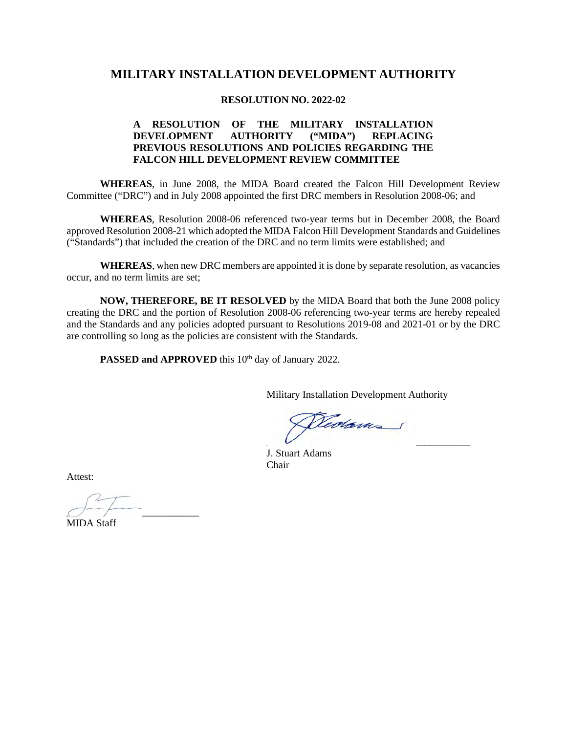# MILITARY INSTALLATION DEVELOPMENT AUTHORITY

**RESOLUTION NO. 2022-02**

**A RESOLUTION OF THE MILITARY INSTALLATION DEVELOPMENT AUTHORITY ("MIDA") REPLACING PREVIOUS RESOLUTIONS AND POLICIES REGARDING THE FALCON HILL DEVELOPMENT REVIEW COMMITTEE**

**WHEREAS**, in June 2008, the MIDA Board created the Falcon Hill Development Review Committee ("DRC") and in July 2008 appointed the first DRC members in Resolution 2008-06; and

**WHEREAS**, Resolution 2008-06 referenced two-year terms but in December 2008, the Board approved Resolution 2008-21 which adopted the MIDA Falcon Hill Development Standards and Guidelines ("Standards") that included the creation of the DRC and no term limits were established; and

**WHEREAS**, when new DRC members are appointed it is done by separate resolution, as vacancies occur, and no term limits are set;

**NOW, THEREFORE, BE IT RESOLVED** by the MIDA Board that both the June 2008 policy creating the DRC and the portion of Resolution 2008-06 referencing two-year terms are hereby repealed and the Standards and any policies adopted pursuant to Resolutions 2019-08 and 2021-01 or by the DRC are controlling so long as the policies are consistent with the Standards.

**PASSED and APPROVED** this 10th day of January 2022.

Military Installation Development Authority

__________

J. Stuart Adams
Chair

Attest:

__________

MIDA Staff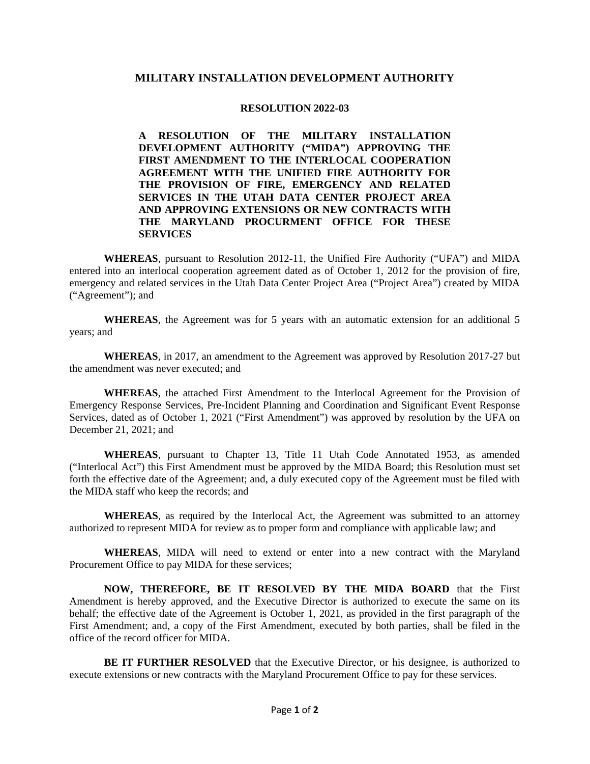## MILITARY INSTALLATION DEVELOPMENT AUTHORITY

### RESOLUTION 2022-03

**A RESOLUTION OF THE MILITARY INSTALLATION DEVELOPMENT AUTHORITY ("MIDA") APPROVING THE FIRST AMENDMENT TO THE INTERLOCAL COOPERATION AGREEMENT WITH THE UNIFIED FIRE AUTHORITY FOR THE PROVISION OF FIRE, EMERGENCY AND RELATED SERVICES IN THE UTAH DATA CENTER PROJECT AREA AND APPROVING EXTENSIONS OR NEW CONTRACTS WITH THE MARYLAND PROCURMENT OFFICE FOR THESE SERVICES**

**WHEREAS**, pursuant to Resolution 2012-11, the Unified Fire Authority ("UFA") and MIDA entered into an interlocal cooperation agreement dated as of October 1, 2012 for the provision of fire, emergency and related services in the Utah Data Center Project Area ("Project Area") created by MIDA ("Agreement"); and

**WHEREAS**, the Agreement was for 5 years with an automatic extension for an additional 5 years; and

**WHEREAS**, in 2017, an amendment to the Agreement was approved by Resolution 2017-27 but the amendment was never executed; and

**WHEREAS**, the attached First Amendment to the Interlocal Agreement for the Provision of Emergency Response Services, Pre-Incident Planning and Coordination and Significant Event Response Services, dated as of October 1, 2021 ("First Amendment") was approved by resolution by the UFA on December 21, 2021; and

**WHEREAS**, pursuant to Chapter 13, Title 11 Utah Code Annotated 1953, as amended ("Interlocal Act") this First Amendment must be approved by the MIDA Board; this Resolution must set forth the effective date of the Agreement; and, a duly executed copy of the Agreement must be filed with the MIDA staff who keep the records; and

**WHEREAS**, as required by the Interlocal Act, the Agreement was submitted to an attorney authorized to represent MIDA for review as to proper form and compliance with applicable law; and

**WHEREAS**, MIDA will need to extend or enter into a new contract with the Maryland Procurement Office to pay MIDA for these services;

**NOW, THEREFORE, BE IT RESOLVED BY THE MIDA BOARD** that the First Amendment is hereby approved, and the Executive Director is authorized to execute the same on its behalf; the effective date of the Agreement is October 1, 2021, as provided in the first paragraph of the First Amendment; and, a copy of the First Amendment, executed by both parties, shall be filed in the office of the record officer for MIDA.

**BE IT FURTHER RESOLVED** that the Executive Director, or his designee, is authorized to execute extensions or new contracts with the Maryland Procurement Office to pay for these services.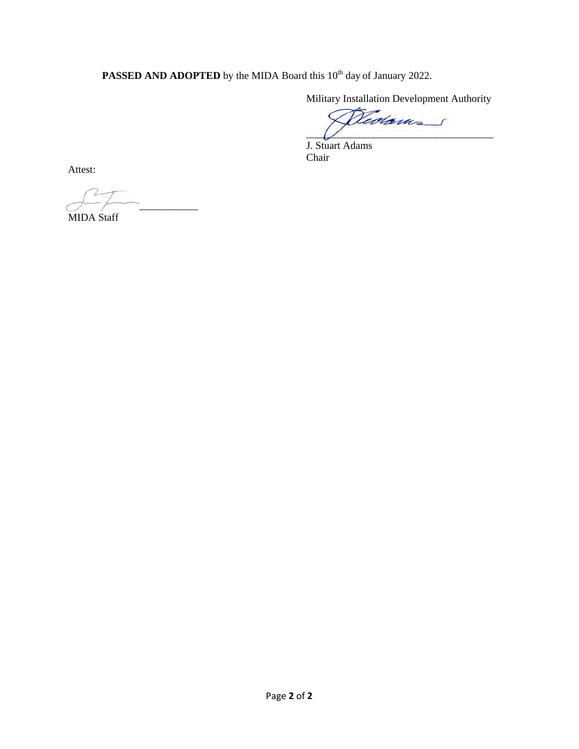**PASSED AND ADOPTED** by the MIDA Board this 10th day of January 2022.

Military Installation Development Authority

\_\_\_\_\_\_\_\_\_\_\_\_\_\_\_\_\_\_\_\_\_\_\_\_\_\_\_\_\_\_\_\_\_\_\_\_\_

J. Stuart Adams
Chair

Attest:

\_\_\_\_\_\_\_\_\_\_\_\_\_\_\_\_\_\_\_\_\_\_\_

MIDA Staff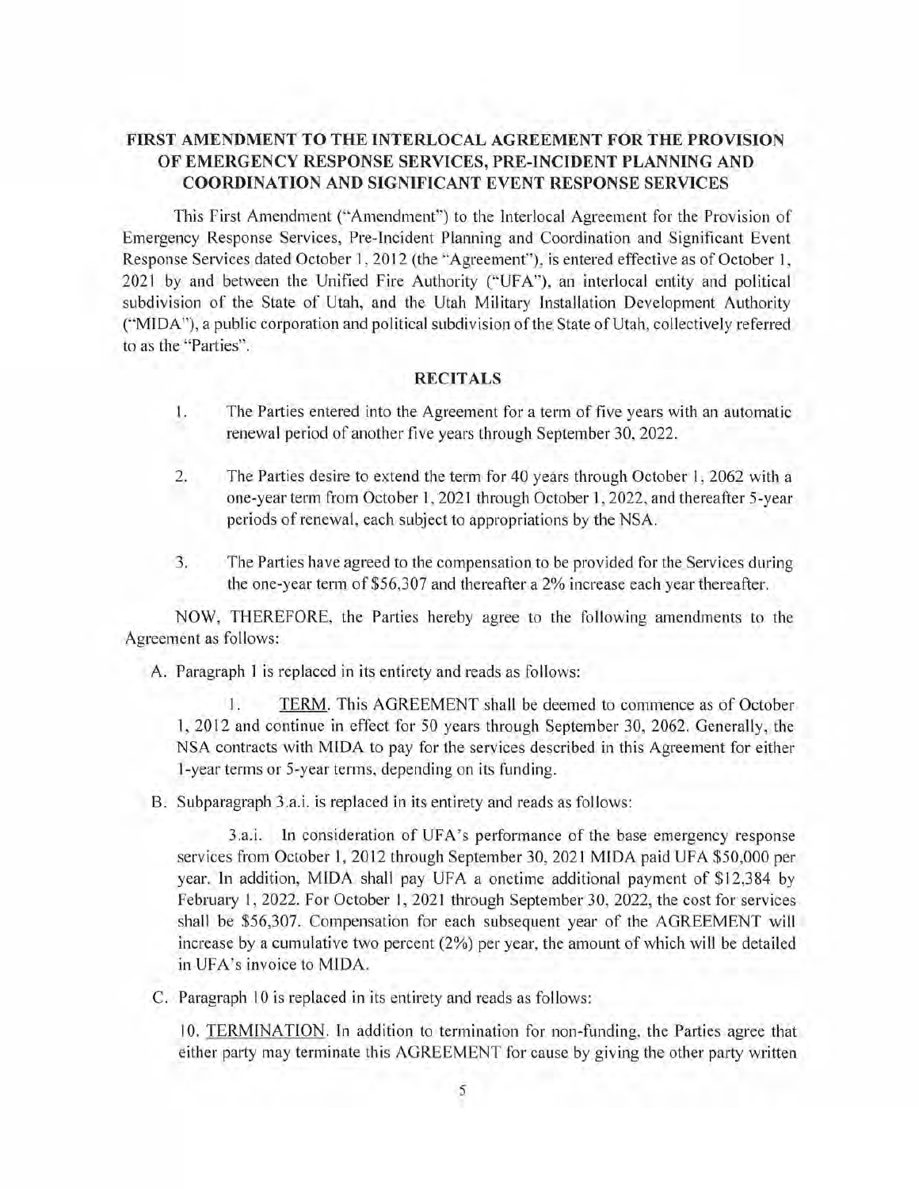**FIRST AMENDMENT TO THE INTERLOCAL AGREEMENT FOR THE PROVISION OF EMERGENCY RESPONSE SERVICES, PRE-INCIDENT PLANNING AND COORDINATION AND SIGNIFICANT EVENT RESPONSE SERVICES**

This First Amendment ("Amendment") to the Interlocal Agreement for the Provision of Emergency Response Services, Pre-Incident Planning and Coordination and Significant Event Response Services dated October 1, 2012 (the "Agreement"), is entered effective as of October 1, 2021 by and between the Unified Fire Authority ("UFA"), an interlocal entity and political subdivision of the State of Utah, and the Utah Military Installation Development Authority ("MIDA"), a public corporation and political subdivision of the State of Utah, collectively referred to as the "Parties".

**RECITALS**

1. The Parties entered into the Agreement for a term of five years with an automatic renewal period of another five years through September 30, 2022.

2. The Parties desire to extend the term for 40 years through October 1, 2062 with a one-year term from October 1, 2021 through October 1, 2022, and thereafter 5-year periods of renewal, each subject to appropriations by the NSA.

3. The Parties have agreed to the compensation to be provided for the Services during the one-year term of $56,307 and thereafter a 2% increase each year thereafter.

NOW, THEREFORE, the Parties hereby agree to the following amendments to the Agreement as follows:

A. Paragraph 1 is replaced in its entirety and reads as follows:

1. TERM. This AGREEMENT shall be deemed to commence as of October 1, 2012 and continue in effect for 50 years through September 30, 2062. Generally, the NSA contracts with MIDA to pay for the services described in this Agreement for either 1-year terms or 5-year terms, depending on its funding.

B. Subparagraph 3.a.i. is replaced in its entirety and reads as follows:

3.a.i. In consideration of UFA's performance of the base emergency response services from October 1, 2012 through September 30, 2021 MIDA paid UFA $50,000 per year. In addition, MIDA shall pay UFA a onetime additional payment of $12,384 by February 1, 2022. For October 1, 2021 through September 30, 2022, the cost for services shall be $56,307. Compensation for each subsequent year of the AGREEMENT will increase by a cumulative two percent (2%) per year, the amount of which will be detailed in UFA's invoice to MIDA.

C. Paragraph 10 is replaced in its entirety and reads as follows:

10. TERMINATION. In addition to termination for non-funding, the Parties agree that either party may terminate this AGREEMENT for cause by giving the other party written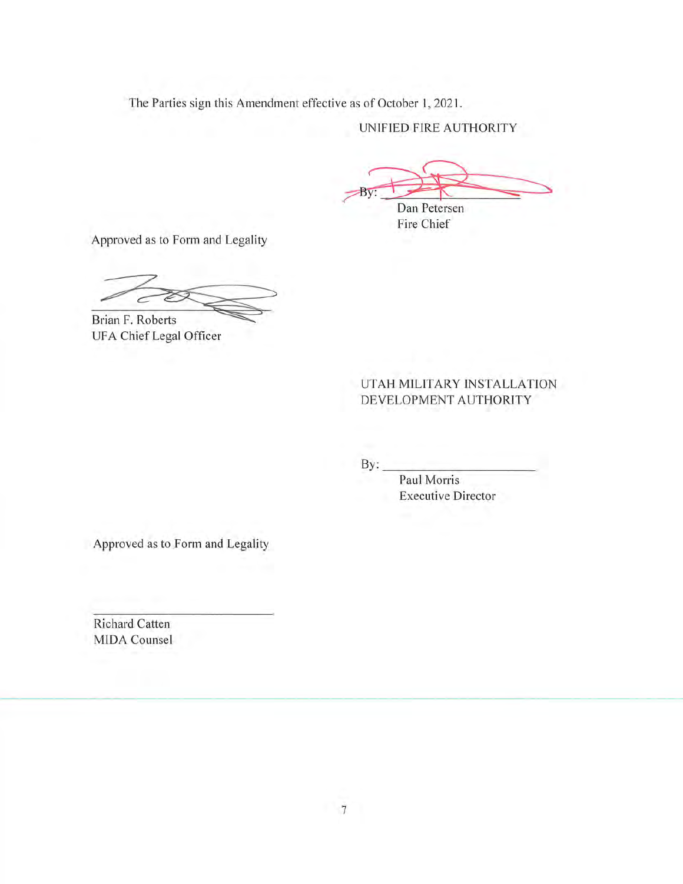The Parties sign this Amendment effective as of October 1, 2021.

UNIFIED FIRE AUTHORITY

By: ______________________
Dan Petersen
Fire Chief

Approved as to Form and Legality

______________________
Brian F. Roberts
UFA Chief Legal Officer

UTAH MILITARY INSTALLATION DEVELOPMENT AUTHORITY

By: ______________________
Paul Morris
Executive Director

Approved as to Form and Legality

______________________
Richard Catten
MIDA Counsel